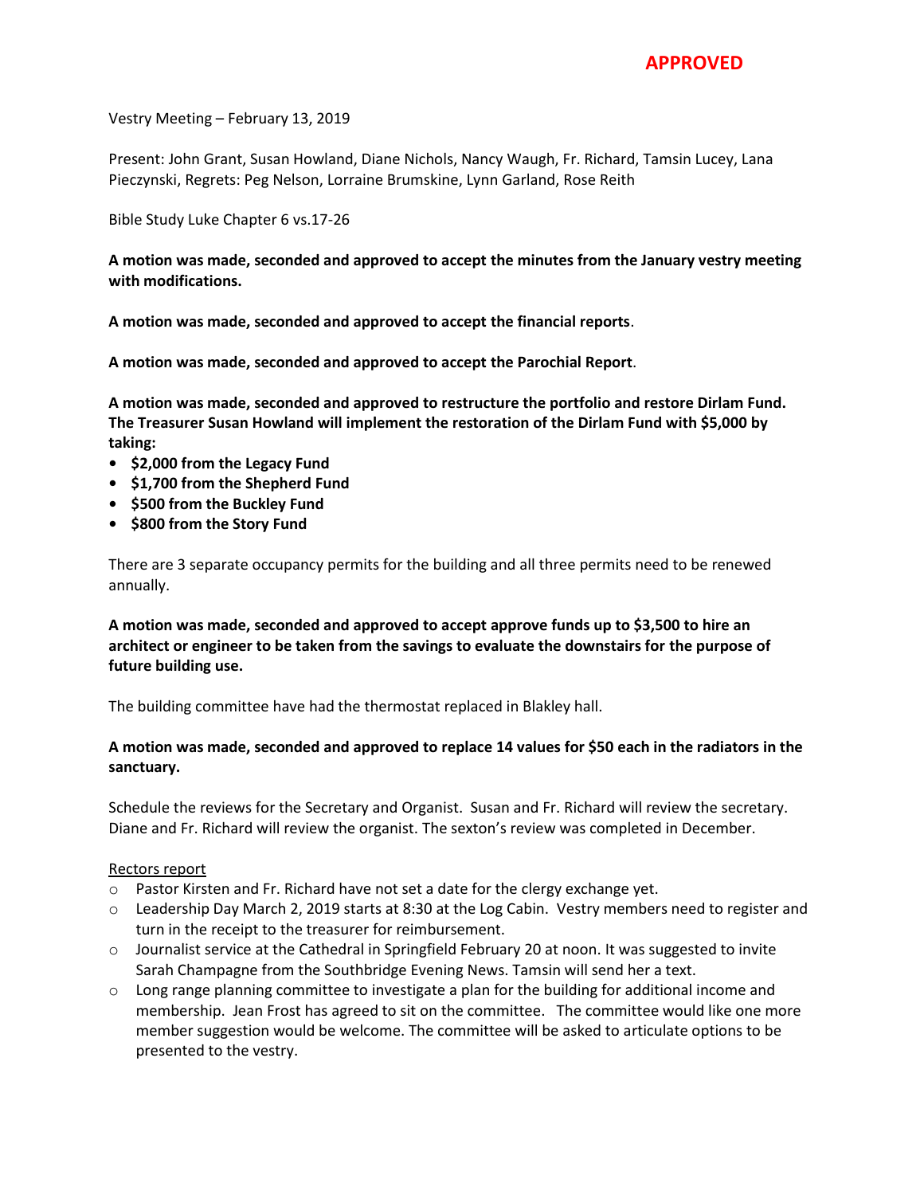**APPROVED**

Vestry Meeting – February 13, 2019

Present: John Grant, Susan Howland, Diane Nichols, Nancy Waugh, Fr. Richard, Tamsin Lucey, Lana Pieczynski, Regrets: Peg Nelson, Lorraine Brumskine, Lynn Garland, Rose Reith

Bible Study Luke Chapter 6 vs.17-26

**A motion was made, seconded and approved to accept the minutes from the January vestry meeting with modifications.**

**A motion was made, seconded and approved to accept the financial reports**.

**A motion was made, seconded and approved to accept the Parochial Report**.

**A motion was made, seconded and approved to restructure the portfolio and restore Dirlam Fund. The Treasurer Susan Howland will implement the restoration of the Dirlam Fund with $5,000 by taking:**

- **$2,000 from the Legacy Fund**
- **$1,700 from the Shepherd Fund**
- **$500 from the Buckley Fund**
- **$800 from the Story Fund**

There are 3 separate occupancy permits for the building and all three permits need to be renewed annually.

**A motion was made, seconded and approved to accept approve funds up to $3,500 to hire an architect or engineer to be taken from the savings to evaluate the downstairs for the purpose of future building use.**

The building committee have had the thermostat replaced in Blakley hall.

**A motion was made, seconded and approved to replace 14 values for $50 each in the radiators in the sanctuary.**

Schedule the reviews for the Secretary and Organist. Susan and Fr. Richard will review the secretary. Diane and Fr. Richard will review the organist. The sexton's review was completed in December.

Rectors report

- Pastor Kirsten and Fr. Richard have not set a date for the clergy exchange yet.
- Leadership Day March 2, 2019 starts at 8:30 at the Log Cabin. Vestry members need to register and turn in the receipt to the treasurer for reimbursement.
- Journalist service at the Cathedral in Springfield February 20 at noon. It was suggested to invite Sarah Champagne from the Southbridge Evening News. Tamsin will send her a text.
- Long range planning committee to investigate a plan for the building for additional income and membership. Jean Frost has agreed to sit on the committee. The committee would like one more member suggestion would be welcome. The committee will be asked to articulate options to be presented to the vestry.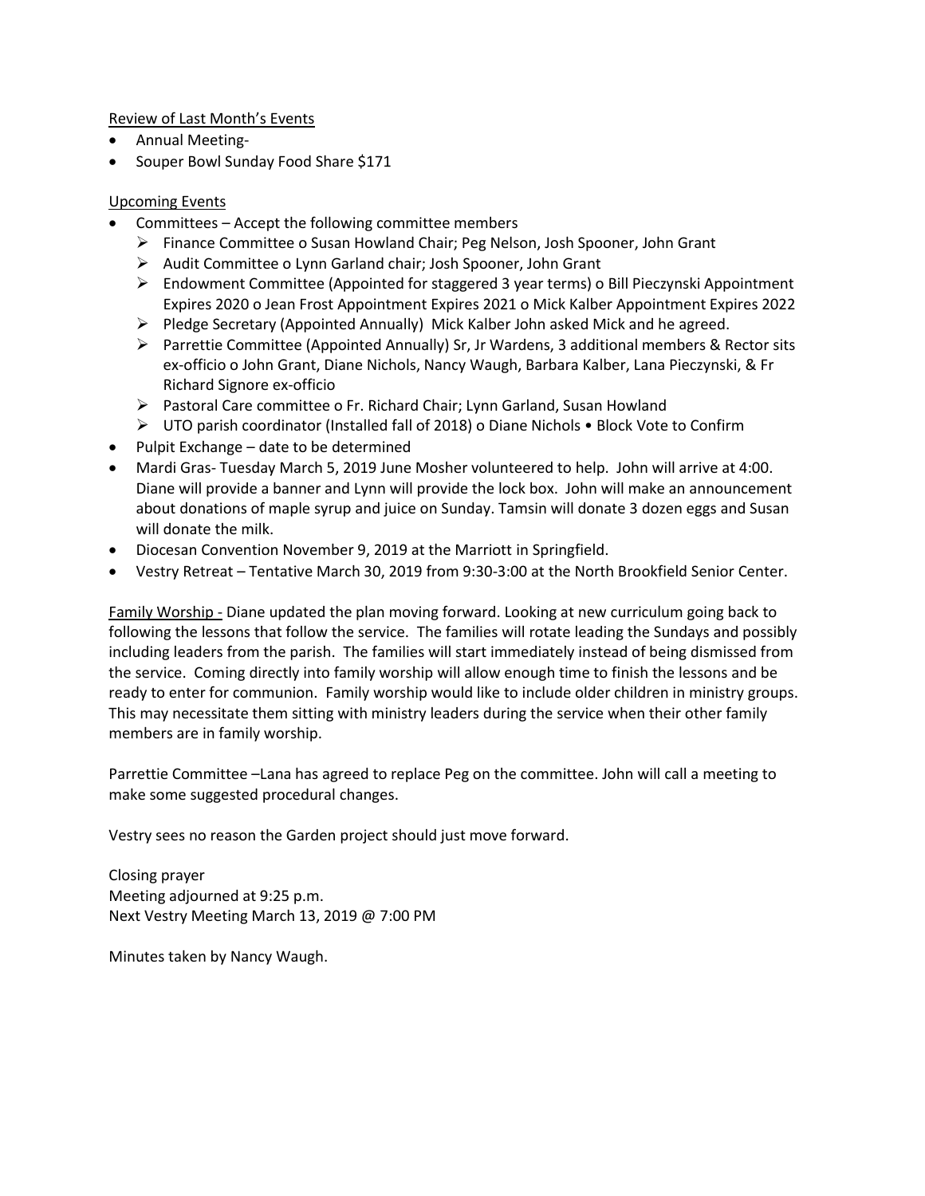Review of Last Month's Events

- Annual Meeting-
- Souper Bowl Sunday Food Share $171

Upcoming Events

- Committees – Accept the following committee members
  - Finance Committee o Susan Howland Chair; Peg Nelson, Josh Spooner, John Grant
  - Audit Committee o Lynn Garland chair; Josh Spooner, John Grant
  - Endowment Committee (Appointed for staggered 3 year terms) o Bill Pieczynski Appointment Expires 2020 o Jean Frost Appointment Expires 2021 o Mick Kalber Appointment Expires 2022
  - Pledge Secretary (Appointed Annually) Mick Kalber John asked Mick and he agreed.
  - Parrettie Committee (Appointed Annually) Sr, Jr Wardens, 3 additional members & Rector sits ex-officio o John Grant, Diane Nichols, Nancy Waugh, Barbara Kalber, Lana Pieczynski, & Fr Richard Signore ex-officio
  - Pastoral Care committee o Fr. Richard Chair; Lynn Garland, Susan Howland
  - UTO parish coordinator (Installed fall of 2018) o Diane Nichols • Block Vote to Confirm
- Pulpit Exchange – date to be determined
- Mardi Gras- Tuesday March 5, 2019 June Mosher volunteered to help. John will arrive at 4:00. Diane will provide a banner and Lynn will provide the lock box. John will make an announcement about donations of maple syrup and juice on Sunday. Tamsin will donate 3 dozen eggs and Susan will donate the milk.
- Diocesan Convention November 9, 2019 at the Marriott in Springfield.
- Vestry Retreat – Tentative March 30, 2019 from 9:30-3:00 at the North Brookfield Senior Center.

Family Worship - Diane updated the plan moving forward. Looking at new curriculum going back to following the lessons that follow the service. The families will rotate leading the Sundays and possibly including leaders from the parish. The families will start immediately instead of being dismissed from the service. Coming directly into family worship will allow enough time to finish the lessons and be ready to enter for communion. Family worship would like to include older children in ministry groups. This may necessitate them sitting with ministry leaders during the service when their other family members are in family worship.

Parrettie Committee –Lana has agreed to replace Peg on the committee. John will call a meeting to make some suggested procedural changes.

Vestry sees no reason the Garden project should just move forward.

Closing prayer
Meeting adjourned at 9:25 p.m.
Next Vestry Meeting March 13, 2019 @ 7:00 PM

Minutes taken by Nancy Waugh.